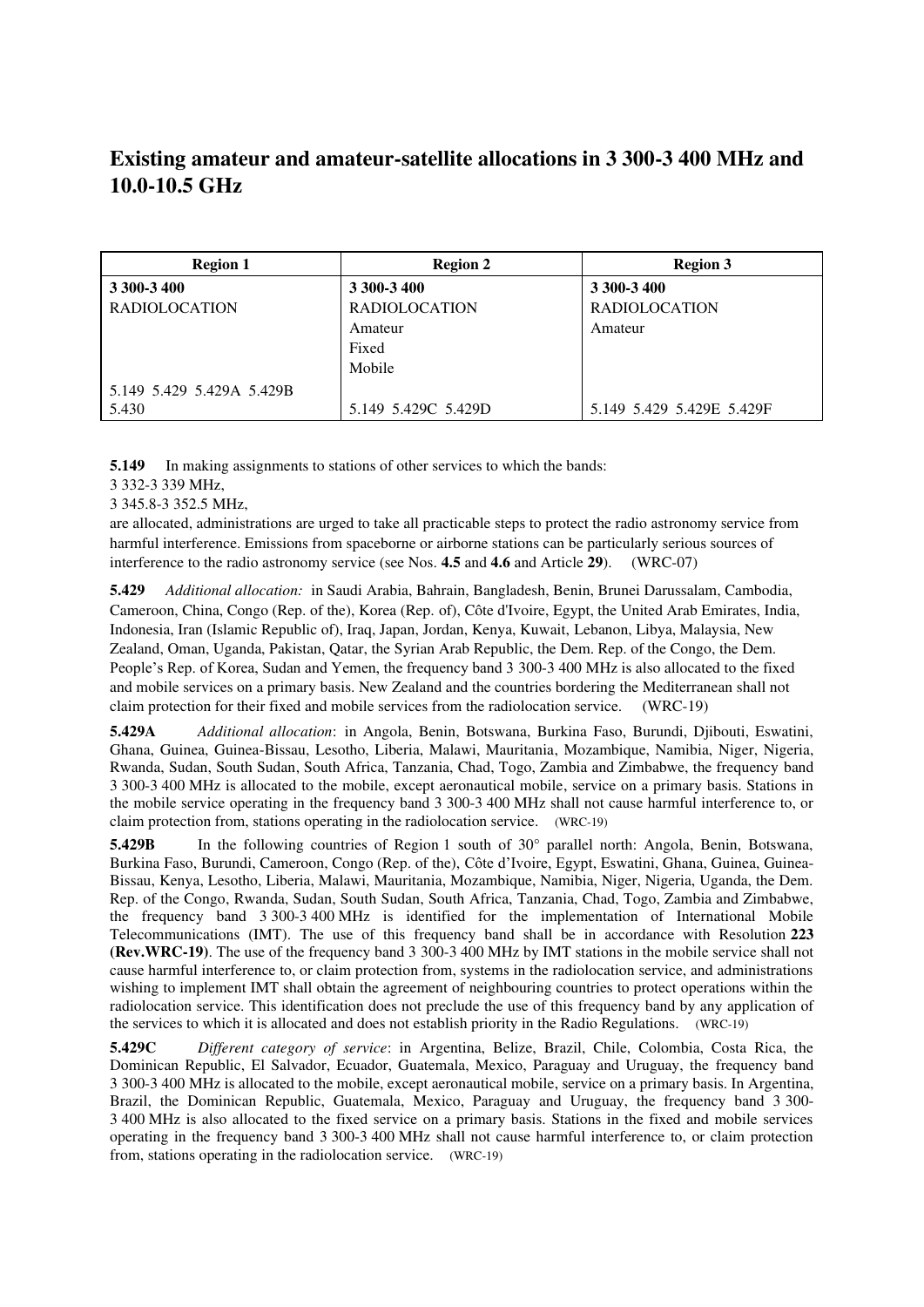# Existing amateur and amateur-satellite allocations in 3 300-3 400 MHz and 10.0-10.5 GHz

| Region 1 | Region 2 | Region 3 |
|---|---|---|
| **3 300-3 400**<br>RADIOLOCATION | **3 300-3 400**<br>RADIOLOCATION<br>Amateur<br>Fixed<br>Mobile | **3 300-3 400**<br>RADIOLOCATION<br>Amateur |
| 5.149 5.429 5.429A 5.429B 5.430 | 5.149 5.429C 5.429D | 5.149 5.429 5.429E 5.429F |

**5.149** In making assignments to stations of other services to which the bands:
3 332-3 339 MHz,
3 345.8-3 352.5 MHz,
are allocated, administrations are urged to take all practicable steps to protect the radio astronomy service from harmful interference. Emissions from spaceborne or airborne stations can be particularly serious sources of interference to the radio astronomy service (see Nos. **4.5** and **4.6** and Article **29**). (WRC-07)

**5.429** *Additional allocation:* in Saudi Arabia, Bahrain, Bangladesh, Benin, Brunei Darussalam, Cambodia, Cameroon, China, Congo (Rep. of the), Korea (Rep. of), Côte d'Ivoire, Egypt, the United Arab Emirates, India, Indonesia, Iran (Islamic Republic of), Iraq, Japan, Jordan, Kenya, Kuwait, Lebanon, Libya, Malaysia, New Zealand, Oman, Uganda, Pakistan, Qatar, the Syrian Arab Republic, the Dem. Rep. of the Congo, the Dem. People's Rep. of Korea, Sudan and Yemen, the frequency band 3 300-3 400 MHz is also allocated to the fixed and mobile services on a primary basis. New Zealand and the countries bordering the Mediterranean shall not claim protection for their fixed and mobile services from the radiolocation service. (WRC-19)

**5.429A** *Additional allocation*: in Angola, Benin, Botswana, Burkina Faso, Burundi, Djibouti, Eswatini, Ghana, Guinea, Guinea-Bissau, Lesotho, Liberia, Malawi, Mauritania, Mozambique, Namibia, Niger, Nigeria, Rwanda, Sudan, South Sudan, South Africa, Tanzania, Chad, Togo, Zambia and Zimbabwe, the frequency band 3 300-3 400 MHz is allocated to the mobile, except aeronautical mobile, service on a primary basis. Stations in the mobile service operating in the frequency band 3 300-3 400 MHz shall not cause harmful interference to, or claim protection from, stations operating in the radiolocation service. (WRC-19)

**5.429B** In the following countries of Region 1 south of 30° parallel north: Angola, Benin, Botswana, Burkina Faso, Burundi, Cameroon, Congo (Rep. of the), Côte d'Ivoire, Egypt, Eswatini, Ghana, Guinea, Guinea-Bissau, Kenya, Lesotho, Liberia, Malawi, Mauritania, Mozambique, Namibia, Niger, Nigeria, Uganda, the Dem. Rep. of the Congo, Rwanda, Sudan, South Sudan, South Africa, Tanzania, Chad, Togo, Zambia and Zimbabwe, the frequency band 3 300-3 400 MHz is identified for the implementation of International Mobile Telecommunications (IMT). The use of this frequency band shall be in accordance with Resolution **223 (Rev.WRC-19)**. The use of the frequency band 3 300-3 400 MHz by IMT stations in the mobile service shall not cause harmful interference to, or claim protection from, systems in the radiolocation service, and administrations wishing to implement IMT shall obtain the agreement of neighbouring countries to protect operations within the radiolocation service. This identification does not preclude the use of this frequency band by any application of the services to which it is allocated and does not establish priority in the Radio Regulations. (WRC-19)

**5.429C** *Different category of service*: in Argentina, Belize, Brazil, Chile, Colombia, Costa Rica, the Dominican Republic, El Salvador, Ecuador, Guatemala, Mexico, Paraguay and Uruguay, the frequency band 3 300-3 400 MHz is allocated to the mobile, except aeronautical mobile, service on a primary basis. In Argentina, Brazil, the Dominican Republic, Guatemala, Mexico, Paraguay and Uruguay, the frequency band 3 300-3 400 MHz is also allocated to the fixed service on a primary basis. Stations in the fixed and mobile services operating in the frequency band 3 300-3 400 MHz shall not cause harmful interference to, or claim protection from, stations operating in the radiolocation service. (WRC-19)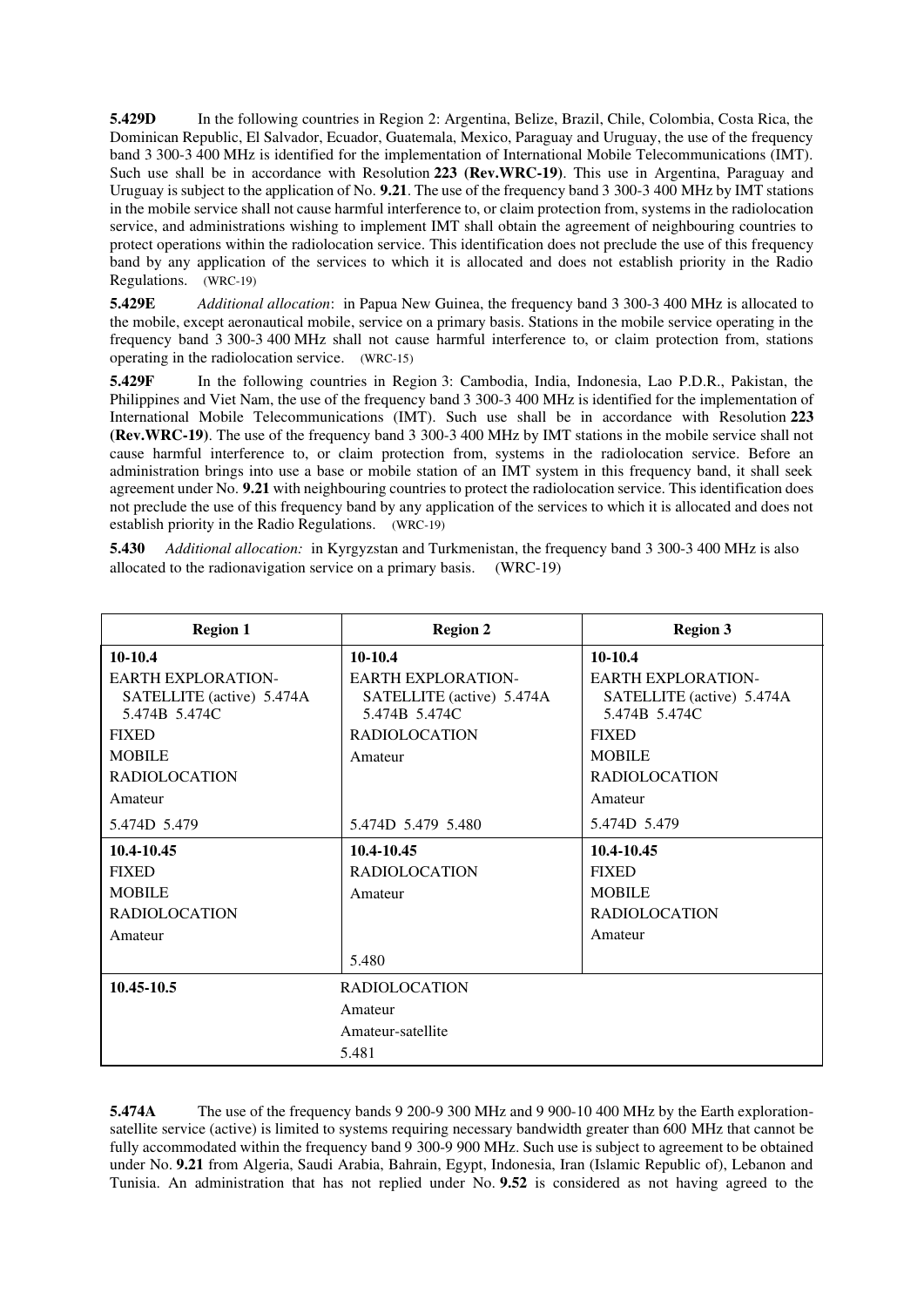**5.429D** In the following countries in Region 2: Argentina, Belize, Brazil, Chile, Colombia, Costa Rica, the Dominican Republic, El Salvador, Ecuador, Guatemala, Mexico, Paraguay and Uruguay, the use of the frequency band 3 300-3 400 MHz is identified for the implementation of International Mobile Telecommunications (IMT). Such use shall be in accordance with Resolution **223 (Rev.WRC-19)**. This use in Argentina, Paraguay and Uruguay is subject to the application of No. **9.21**. The use of the frequency band 3 300-3 400 MHz by IMT stations in the mobile service shall not cause harmful interference to, or claim protection from, systems in the radiolocation service, and administrations wishing to implement IMT shall obtain the agreement of neighbouring countries to protect operations within the radiolocation service. This identification does not preclude the use of this frequency band by any application of the services to which it is allocated and does not establish priority in the Radio Regulations. (WRC-19)

**5.429E** *Additional allocation*: in Papua New Guinea, the frequency band 3 300-3 400 MHz is allocated to the mobile, except aeronautical mobile, service on a primary basis. Stations in the mobile service operating in the frequency band 3 300-3 400 MHz shall not cause harmful interference to, or claim protection from, stations operating in the radiolocation service. (WRC-15)

**5.429F** In the following countries in Region 3: Cambodia, India, Indonesia, Lao P.D.R., Pakistan, the Philippines and Viet Nam, the use of the frequency band 3 300-3 400 MHz is identified for the implementation of International Mobile Telecommunications (IMT). Such use shall be in accordance with Resolution **223 (Rev.WRC-19)**. The use of the frequency band 3 300-3 400 MHz by IMT stations in the mobile service shall not cause harmful interference to, or claim protection from, systems in the radiolocation service. Before an administration brings into use a base or mobile station of an IMT system in this frequency band, it shall seek agreement under No. **9.21** with neighbouring countries to protect the radiolocation service. This identification does not preclude the use of this frequency band by any application of the services to which it is allocated and does not establish priority in the Radio Regulations. (WRC-19)

**5.430** *Additional allocation:* in Kyrgyzstan and Turkmenistan, the frequency band 3 300-3 400 MHz is also allocated to the radionavigation service on a primary basis. (WRC-19)

| Region 1 | Region 2 | Region 3 |
|---|---|---|
| **10-10.4**<br>EARTH EXPLORATION-SATELLITE (active) 5.474A 5.474B 5.474C<br>FIXED<br>MOBILE<br>RADIOLOCATION<br>Amateur<br>5.474D 5.479 | **10-10.4**<br>EARTH EXPLORATION-SATELLITE (active) 5.474A 5.474B 5.474C<br>RADIOLOCATION<br>Amateur<br>5.474D 5.479 5.480 | **10-10.4**<br>EARTH EXPLORATION-SATELLITE (active) 5.474A 5.474B 5.474C<br>FIXED<br>MOBILE<br>RADIOLOCATION<br>Amateur<br>5.474D 5.479 |
| **10.4-10.45**<br>FIXED<br>MOBILE<br>RADIOLOCATION<br>Amateur | **10.4-10.45**<br>RADIOLOCATION<br>Amateur<br>5.480 | **10.4-10.45**<br>FIXED<br>MOBILE<br>RADIOLOCATION<br>Amateur |
| **10.45-10.5** | RADIOLOCATION<br>Amateur<br>Amateur-satellite<br>5.481 | |

**5.474A** The use of the frequency bands 9 200-9 300 MHz and 9 900-10 400 MHz by the Earth exploration-satellite service (active) is limited to systems requiring necessary bandwidth greater than 600 MHz that cannot be fully accommodated within the frequency band 9 300-9 900 MHz. Such use is subject to agreement to be obtained under No. **9.21** from Algeria, Saudi Arabia, Bahrain, Egypt, Indonesia, Iran (Islamic Republic of), Lebanon and Tunisia. An administration that has not replied under No. **9.52** is considered as not having agreed to the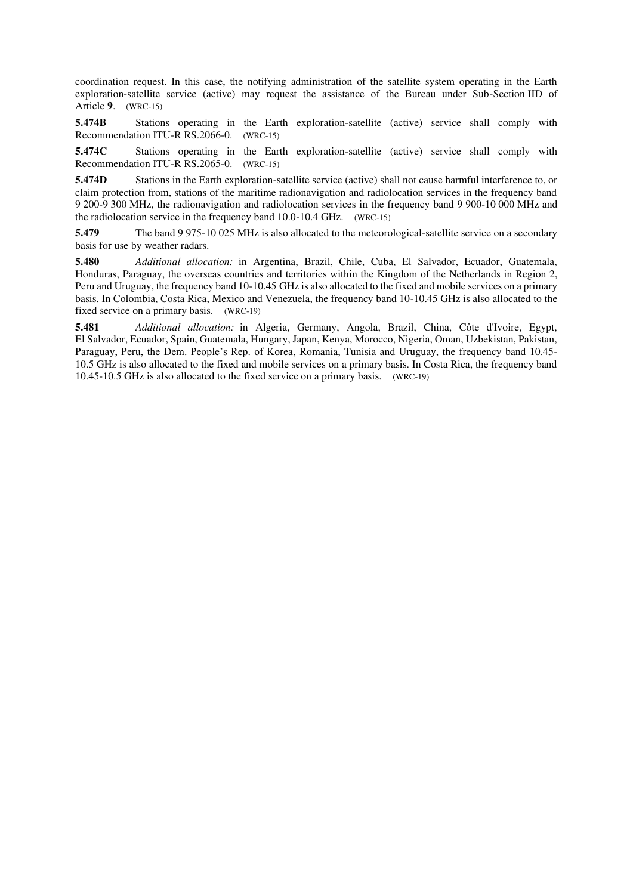coordination request. In this case, the notifying administration of the satellite system operating in the Earth exploration-satellite service (active) may request the assistance of the Bureau under Sub-Section IID of Article **9**. (WRC-15)

**5.474B** Stations operating in the Earth exploration-satellite (active) service shall comply with Recommendation ITU-R RS.2066-0. (WRC-15)

**5.474C** Stations operating in the Earth exploration-satellite (active) service shall comply with Recommendation ITU-R RS.2065-0. (WRC-15)

**5.474D** Stations in the Earth exploration-satellite service (active) shall not cause harmful interference to, or claim protection from, stations of the maritime radionavigation and radiolocation services in the frequency band 9 200-9 300 MHz, the radionavigation and radiolocation services in the frequency band 9 900-10 000 MHz and the radiolocation service in the frequency band 10.0-10.4 GHz. (WRC-15)

**5.479** The band 9 975-10 025 MHz is also allocated to the meteorological-satellite service on a secondary basis for use by weather radars.

**5.480** *Additional allocation:* in Argentina, Brazil, Chile, Cuba, El Salvador, Ecuador, Guatemala, Honduras, Paraguay, the overseas countries and territories within the Kingdom of the Netherlands in Region 2, Peru and Uruguay, the frequency band 10-10.45 GHz is also allocated to the fixed and mobile services on a primary basis. In Colombia, Costa Rica, Mexico and Venezuela, the frequency band 10-10.45 GHz is also allocated to the fixed service on a primary basis. (WRC-19)

**5.481** *Additional allocation:* in Algeria, Germany, Angola, Brazil, China, Côte d'Ivoire, Egypt, El Salvador, Ecuador, Spain, Guatemala, Hungary, Japan, Kenya, Morocco, Nigeria, Oman, Uzbekistan, Pakistan, Paraguay, Peru, the Dem. People's Rep. of Korea, Romania, Tunisia and Uruguay, the frequency band 10.45-10.5 GHz is also allocated to the fixed and mobile services on a primary basis. In Costa Rica, the frequency band 10.45-10.5 GHz is also allocated to the fixed service on a primary basis. (WRC-19)